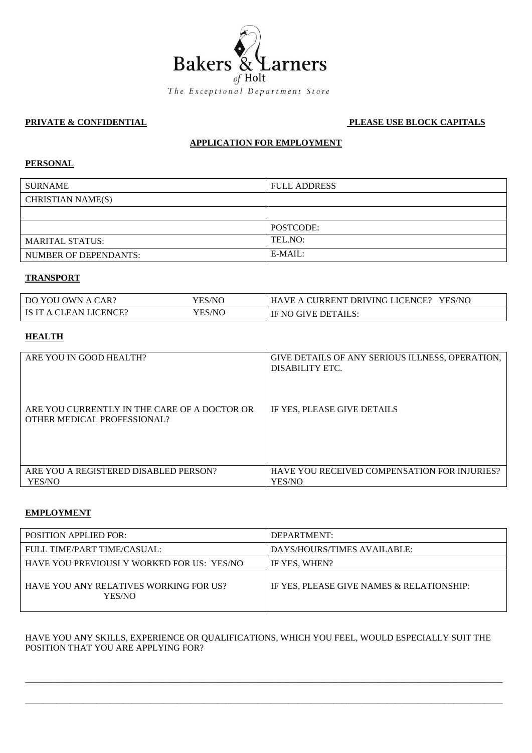Bakers & Larners
*of* Holt
*The Exceptional Department Store*

**PRIVATE & CONFIDENTIAL** **PLEASE USE BLOCK CAPITALS**

## APPLICATION FOR EMPLOYMENT

### PERSONAL

| SURNAME | FULL ADDRESS |
|---|---|
| CHRISTIAN NAME(S) | |
| | |
| | POSTCODE: |
| MARITAL STATUS: | TEL.NO: |
| NUMBER OF DEPENDANTS: | E-MAIL: |

### TRANSPORT

| DO YOU OWN A CAR? | YES/NO | HAVE A CURRENT DRIVING LICENCE? YES/NO |
|---|---|---|
| IS IT A CLEAN LICENCE? | YES/NO | IF NO GIVE DETAILS: |

### HEALTH

| ARE YOU IN GOOD HEALTH? | GIVE DETAILS OF ANY SERIOUS ILLNESS, OPERATION, DISABILITY ETC. |
|---|---|
| ARE YOU CURRENTLY IN THE CARE OF A DOCTOR OR OTHER MEDICAL PROFESSIONAL? | IF YES, PLEASE GIVE DETAILS |
| ARE YOU A REGISTERED DISABLED PERSON? YES/NO | HAVE YOU RECEIVED COMPENSATION FOR INJURIES? YES/NO |

### EMPLOYMENT

| POSITION APPLIED FOR: | DEPARTMENT: |
|---|---|
| FULL TIME/PART TIME/CASUAL: | DAYS/HOURS/TIMES AVAILABLE: |
| HAVE YOU PREVIOUSLY WORKED FOR US: YES/NO | IF YES, WHEN? |
| HAVE YOU ANY RELATIVES WORKING FOR US? YES/NO | IF YES, PLEASE GIVE NAMES & RELATIONSHIP: |

HAVE YOU ANY SKILLS, EXPERIENCE OR QUALIFICATIONS, WHICH YOU FEEL, WOULD ESPECIALLY SUIT THE POSITION THAT YOU ARE APPLYING FOR?

\_\_\_\_\_\_\_\_\_\_\_\_\_\_\_\_\_\_\_\_\_\_\_\_\_\_\_\_\_\_\_\_\_\_\_\_\_\_\_\_\_\_\_\_\_\_\_\_\_\_\_\_\_\_\_\_\_\_\_\_\_\_\_\_\_\_\_\_\_\_\_\_\_\_\_\_

\_\_\_\_\_\_\_\_\_\_\_\_\_\_\_\_\_\_\_\_\_\_\_\_\_\_\_\_\_\_\_\_\_\_\_\_\_\_\_\_\_\_\_\_\_\_\_\_\_\_\_\_\_\_\_\_\_\_\_\_\_\_\_\_\_\_\_\_\_\_\_\_\_\_\_\_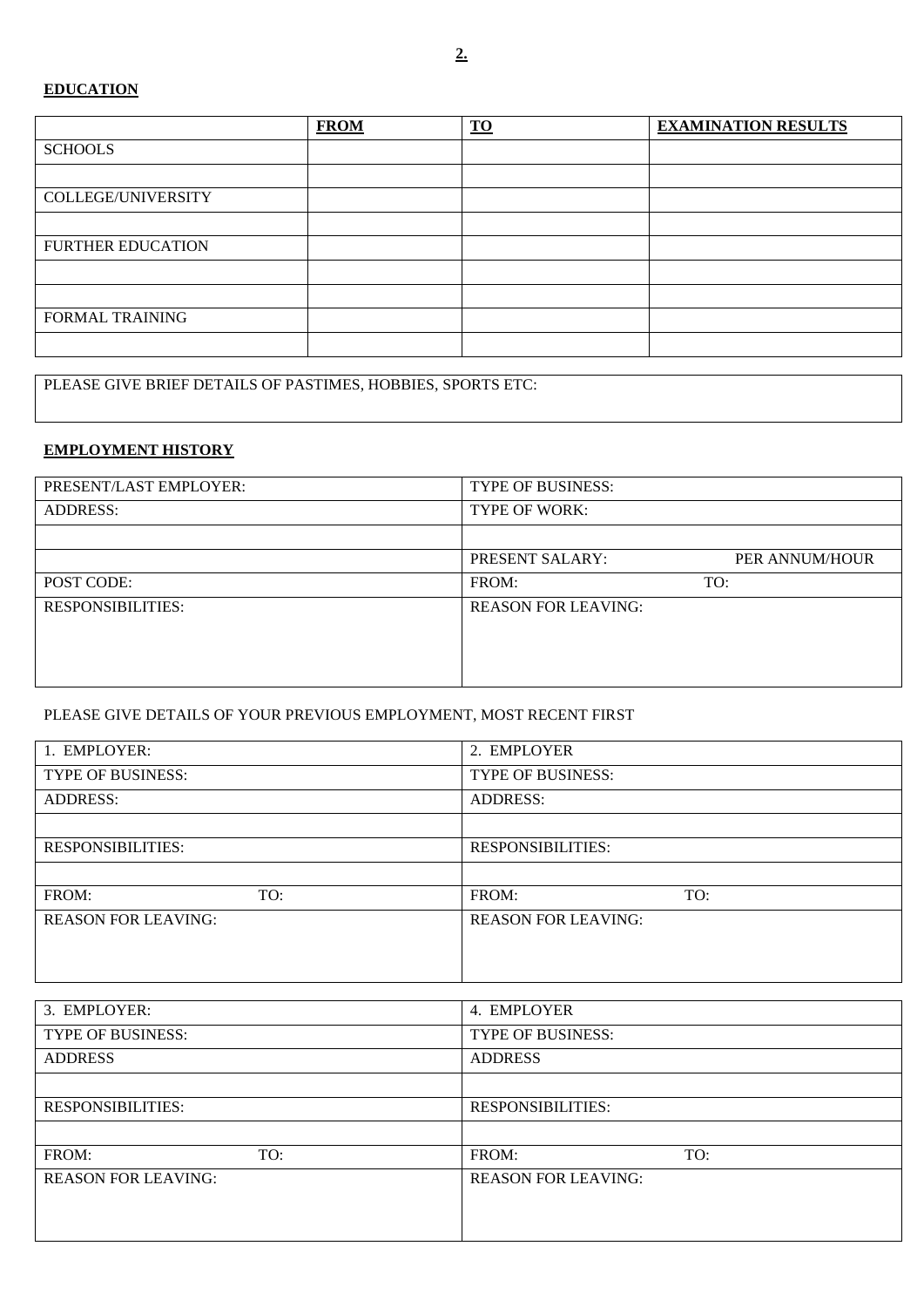**EDUCATION**

| | **FROM** | **TO** | **EXAMINATION RESULTS** |
|---|---|---|---|
| SCHOOLS | | | |
| | | | |
| COLLEGE/UNIVERSITY | | | |
| | | | |
| FURTHER EDUCATION | | | |
| | | | |
| | | | |
| FORMAL TRAINING | | | |
| | | | |

PLEASE GIVE BRIEF DETAILS OF PASTIMES, HOBBIES, SPORTS ETC:

**EMPLOYMENT HISTORY**

| PRESENT/LAST EMPLOYER: | TYPE OF BUSINESS: |
|---|---|
| ADDRESS: | TYPE OF WORK: |
| | |
| | PRESENT SALARY: PER ANNUM/HOUR |
| POST CODE: | FROM: TO: |
| RESPONSIBILITIES: | REASON FOR LEAVING: |

PLEASE GIVE DETAILS OF YOUR PREVIOUS EMPLOYMENT, MOST RECENT FIRST

| 1. EMPLOYER: | 2. EMPLOYER |
|---|---|
| TYPE OF BUSINESS: | TYPE OF BUSINESS: |
| ADDRESS: | ADDRESS: |
| | |
| RESPONSIBILITIES: | RESPONSIBILITIES: |
| | |
| FROM: TO: | FROM: TO: |
| REASON FOR LEAVING: | REASON FOR LEAVING: |

| 3. EMPLOYER: | 4. EMPLOYER |
|---|---|
| TYPE OF BUSINESS: | TYPE OF BUSINESS: |
| ADDRESS | ADDRESS |
| | |
| RESPONSIBILITIES: | RESPONSIBILITIES: |
| | |
| FROM: TO: | FROM: TO: |
| REASON FOR LEAVING: | REASON FOR LEAVING: |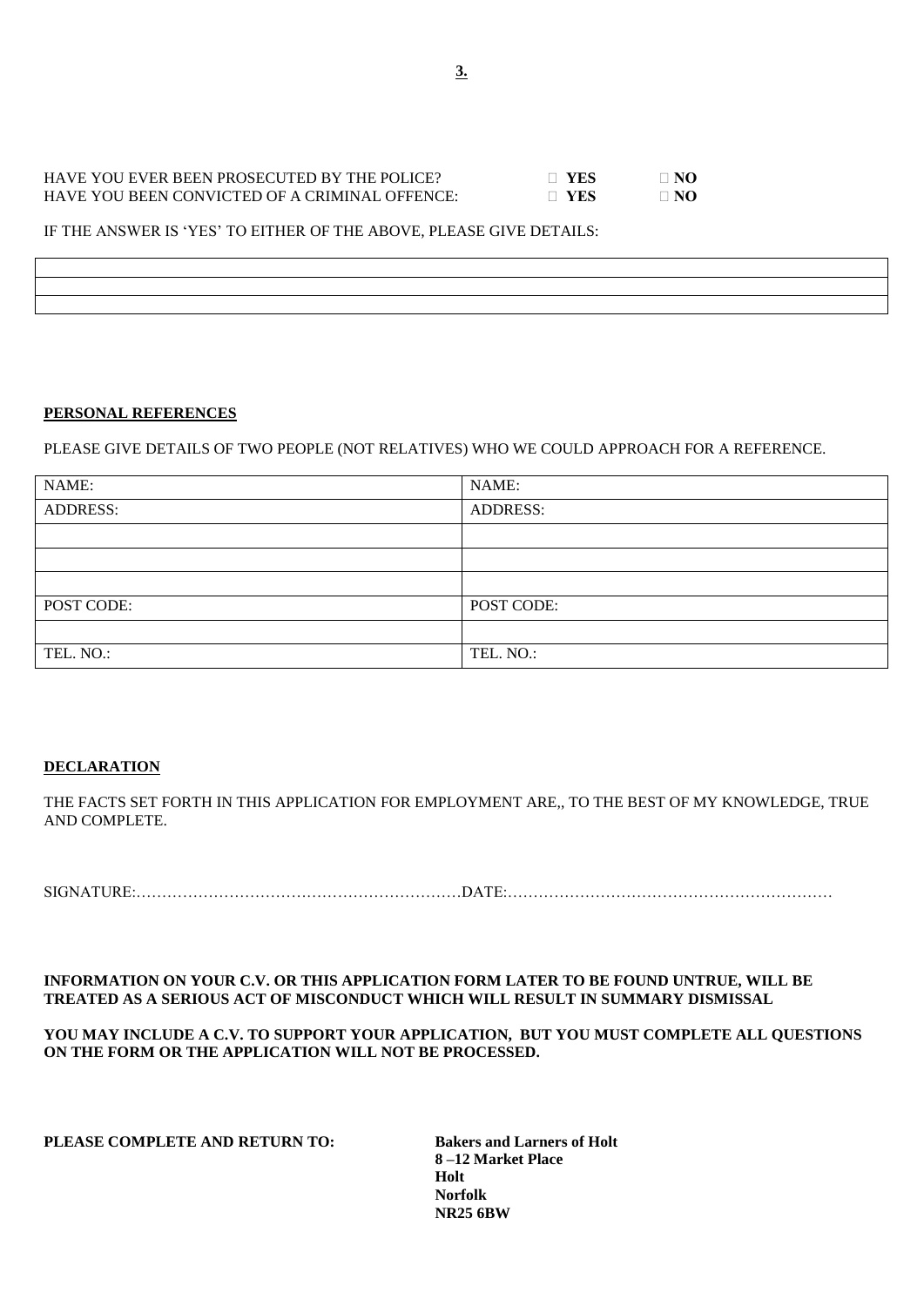HAVE YOU EVER BEEN PROSECUTED BY THE POLICE? ☐ **YES** ☐ **NO**
HAVE YOU BEEN CONVICTED OF A CRIMINAL OFFENCE: ☐ **YES** ☐ **NO**

IF THE ANSWER IS 'YES' TO EITHER OF THE ABOVE, PLEASE GIVE DETAILS:

| |
|---|
| |
| |
| |

## PERSONAL REFERENCES

PLEASE GIVE DETAILS OF TWO PEOPLE (NOT RELATIVES) WHO WE COULD APPROACH FOR A REFERENCE.

| | |
|---|---|
| NAME: | NAME: |
| ADDRESS: | ADDRESS: |
| | |
| | |
| | |
| POST CODE: | POST CODE: |
| | |
| TEL. NO.: | TEL. NO.: |

## DECLARATION

THE FACTS SET FORTH IN THIS APPLICATION FOR EMPLOYMENT ARE,, TO THE BEST OF MY KNOWLEDGE, TRUE AND COMPLETE.

SIGNATURE:………………………………………………………DATE:………………………………………………………

**INFORMATION ON YOUR C.V. OR THIS APPLICATION FORM LATER TO BE FOUND UNTRUE, WILL BE TREATED AS A SERIOUS ACT OF MISCONDUCT WHICH WILL RESULT IN SUMMARY DISMISSAL**

**YOU MAY INCLUDE A C.V. TO SUPPORT YOUR APPLICATION, BUT YOU MUST COMPLETE ALL QUESTIONS ON THE FORM OR THE APPLICATION WILL NOT BE PROCESSED.**

**PLEASE COMPLETE AND RETURN TO:**

**Bakers and Larners of Holt**
**8 –12 Market Place**
**Holt**
**Norfolk**
**NR25 6BW**